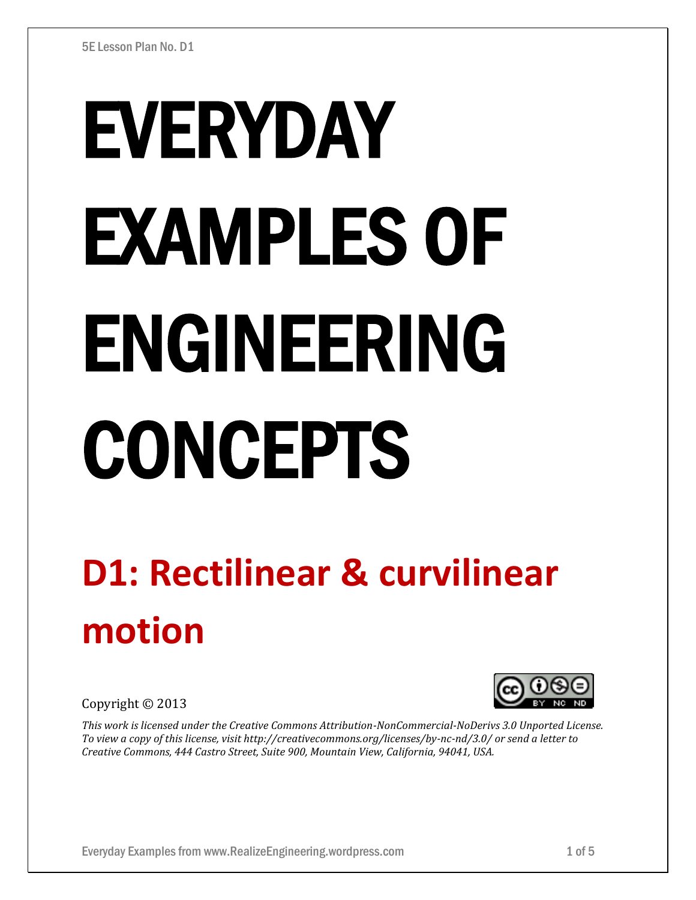# EVERYDAY EXAMPLES OF ENGINEERING CONCEPTS

## D1: Rectilinear & curvilinear motion

Copyright © 2013

*This work is licensed under the Creative Commons Attribution-NonCommercial-NoDerivs 3.0 Unported License. To view a copy of this license, visit http://creativecommons.org/licenses/by-nc-nd/3.0/ or send a letter to Creative Commons, 444 Castro Street, Suite 900, Mountain View, California, 94041, USA.*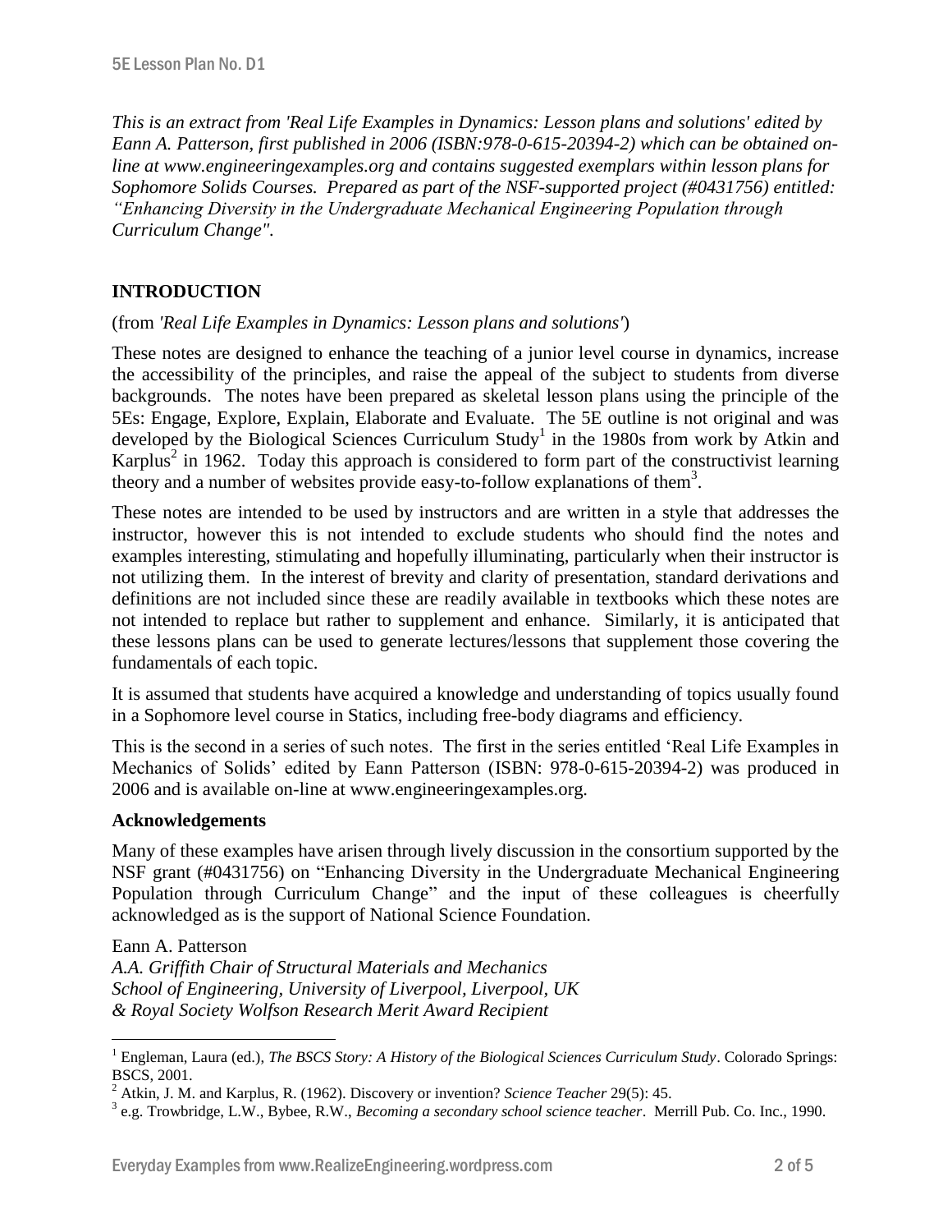*This is an extract from 'Real Life Examples in Dynamics: Lesson plans and solutions' edited by Eann A. Patterson, first published in 2006 (ISBN:978-0-615-20394-2) which can be obtained on-line at www.engineeringexamples.org and contains suggested exemplars within lesson plans for Sophomore Solids Courses. Prepared as part of the NSF-supported project (#0431756) entitled: "Enhancing Diversity in the Undergraduate Mechanical Engineering Population through Curriculum Change".*

## INTRODUCTION

(from *'Real Life Examples in Dynamics: Lesson plans and solutions'*)

These notes are designed to enhance the teaching of a junior level course in dynamics, increase the accessibility of the principles, and raise the appeal of the subject to students from diverse backgrounds. The notes have been prepared as skeletal lesson plans using the principle of the 5Es: Engage, Explore, Explain, Elaborate and Evaluate. The 5E outline is not original and was developed by the Biological Sciences Curriculum Study[1] in the 1980s from work by Atkin and Karplus[2] in 1962. Today this approach is considered to form part of the constructivist learning theory and a number of websites provide easy-to-follow explanations of them[3].

These notes are intended to be used by instructors and are written in a style that addresses the instructor, however this is not intended to exclude students who should find the notes and examples interesting, stimulating and hopefully illuminating, particularly when their instructor is not utilizing them. In the interest of brevity and clarity of presentation, standard derivations and definitions are not included since these are readily available in textbooks which these notes are not intended to replace but rather to supplement and enhance. Similarly, it is anticipated that these lessons plans can be used to generate lectures/lessons that supplement those covering the fundamentals of each topic.

It is assumed that students have acquired a knowledge and understanding of topics usually found in a Sophomore level course in Statics, including free-body diagrams and efficiency.

This is the second in a series of such notes. The first in the series entitled 'Real Life Examples in Mechanics of Solids' edited by Eann Patterson (ISBN: 978-0-615-20394-2) was produced in 2006 and is available on-line at www.engineeringexamples.org.

### Acknowledgements

Many of these examples have arisen through lively discussion in the consortium supported by the NSF grant (#0431756) on "Enhancing Diversity in the Undergraduate Mechanical Engineering Population through Curriculum Change" and the input of these colleagues is cheerfully acknowledged as is the support of National Science Foundation.

Eann A. Patterson  
*A.A. Griffith Chair of Structural Materials and Mechanics*  
*School of Engineering, University of Liverpool, Liverpool, UK*  
*& Royal Society Wolfson Research Merit Award Recipient*

---

[1] Engleman, Laura (ed.), *The BSCS Story: A History of the Biological Sciences Curriculum Study*. Colorado Springs: BSCS, 2001.

[2] Atkin, J. M. and Karplus, R. (1962). Discovery or invention? *Science Teacher* 29(5): 45.

[3] e.g. Trowbridge, L.W., Bybee, R.W., *Becoming a secondary school science teacher*. Merrill Pub. Co. Inc., 1990.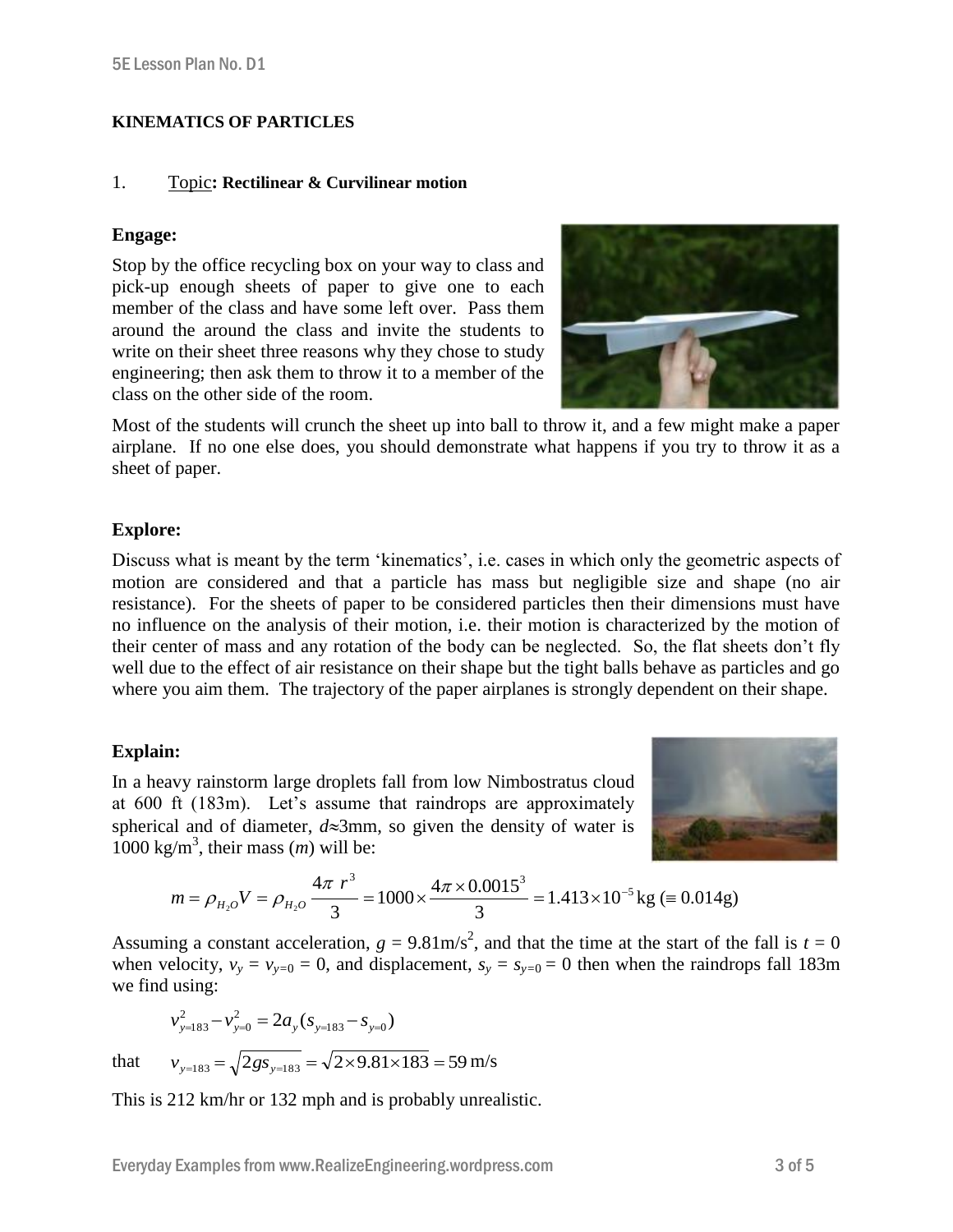**KINEMATICS OF PARTICLES**

1. Topic: **Rectilinear & Curvilinear motion**

**Engage:**

Stop by the office recycling box on your way to class and pick-up enough sheets of paper to give one to each member of the class and have some left over. Pass them around the around the class and invite the students to write on their sheet three reasons why they chose to study engineering; then ask them to throw it to a member of the class on the other side of the room.

Most of the students will crunch the sheet up into ball to throw it, and a few might make a paper airplane. If no one else does, you should demonstrate what happens if you try to throw it as a sheet of paper.

**Explore:**

Discuss what is meant by the term 'kinematics', i.e. cases in which only the geometric aspects of motion are considered and that a particle has mass but negligible size and shape (no air resistance). For the sheets of paper to be considered particles then their dimensions must have no influence on the analysis of their motion, i.e. their motion is characterized by the motion of their center of mass and any rotation of the body can be neglected. So, the flat sheets don't fly well due to the effect of air resistance on their shape but the tight balls behave as particles and go where you aim them. The trajectory of the paper airplanes is strongly dependent on their shape.

**Explain:**

In a heavy rainstorm large droplets fall from low Nimbostratus cloud at 600 ft (183m). Let's assume that raindrops are approximately spherical and of diameter, $d \approx 3$mm, so given the density of water is 1000 kg/m$^3$, their mass ($m$) will be:

$$m = \rho_{H_2O} V = \rho_{H_2O} \frac{4\pi\ r^3}{3} = 1000 \times \frac{4\pi \times 0.0015^3}{3} = 1.413 \times 10^{-5}\,\text{kg}\ (\equiv 0.014\text{g})$$

Assuming a constant acceleration, $g$ = 9.81m/s$^2$, and that the time at the start of the fall is $t = 0$ when velocity, $v_y = v_{y=0} = 0$, and displacement, $s_y = s_{y=0} = 0$ then when the raindrops fall 183m we find using:

$$v_{y=183}^2 - v_{y=0}^2 = 2a_y(s_{y=183} - s_{y=0})$$

that $$v_{y=183} = \sqrt{2gs_{y=183}} = \sqrt{2 \times 9.81 \times 183} = 59\ \text{m/s}$$

This is 212 km/hr or 132 mph and is probably unrealistic.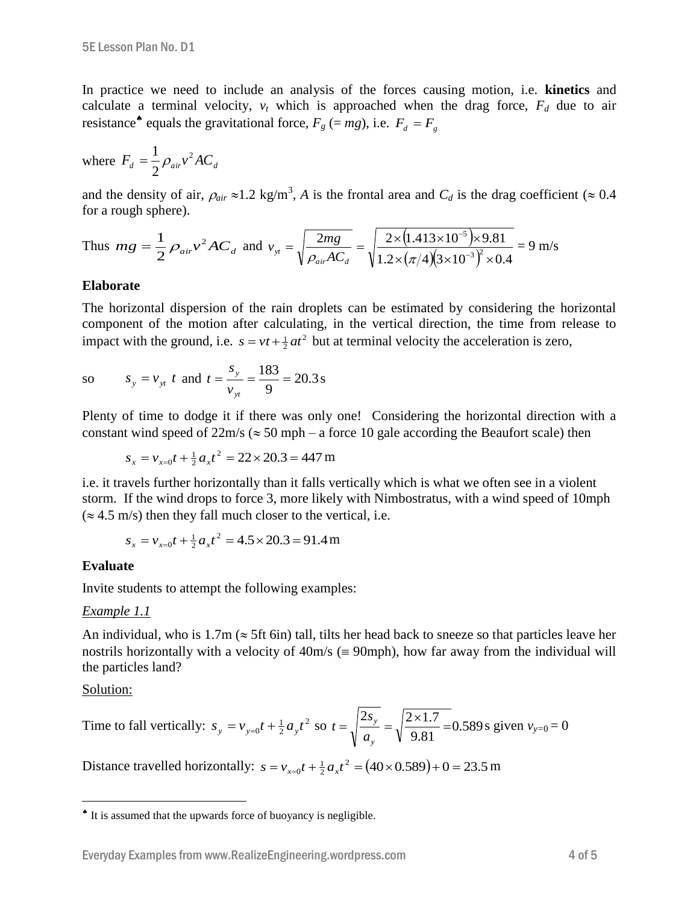In practice we need to include an analysis of the forces causing motion, i.e. **kinetics** and calculate a terminal velocity, $v_t$ which is approached when the drag force, $F_d$ due to air resistance[♠] equals the gravitational force, $F_g$ (= $mg$), i.e. $F_d = F_g$

where $F_d = \frac{1}{2}\rho_{air} v^2 A C_d$

and the density of air, $\rho_{air} \approx 1.2$ kg/m$^3$, $A$ is the frontal area and $C_d$ is the drag coefficient ($\approx 0.4$ for a rough sphere).

Thus $mg = \frac{1}{2}\rho_{air} v^2 A C_d$ and $v_{yt} = \sqrt{\frac{2mg}{\rho_{air} A C_d}} = \sqrt{\frac{2 \times (1.413 \times 10^{-5}) \times 9.81}{1.2 \times (\pi/4)(3 \times 10^{-3})^2 \times 0.4}}$ = 9 m/s

**Elaborate**

The horizontal dispersion of the rain droplets can be estimated by considering the horizontal component of the motion after calculating, in the vertical direction, the time from release to impact with the ground, i.e. $s = vt + \frac{1}{2}at^2$ but at terminal velocity the acceleration is zero,

so $\quad s_y = v_{yt}\, t$ and $t = \frac{s_y}{v_{yt}} = \frac{183}{9} = 20.3\,\text{s}$

Plenty of time to dodge it if there was only one! Considering the horizontal direction with a constant wind speed of 22m/s ($\approx$ 50 mph – a force 10 gale according the Beaufort scale) then

$$s_x = v_{x=0}t + \tfrac{1}{2}a_x t^2 = 22 \times 20.3 = 447\,\text{m}$$

i.e. it travels further horizontally than it falls vertically which is what we often see in a violent storm. If the wind drops to force 3, more likely with Nimbostratus, with a wind speed of 10mph ($\approx$ 4.5 m/s) then they fall much closer to the vertical, i.e.

$$s_x = v_{x=0}t + \tfrac{1}{2}a_x t^2 = 4.5 \times 20.3 = 91.4\,\text{m}$$

**Evaluate**

Invite students to attempt the following examples:

*Example 1.1*

An individual, who is 1.7m ($\approx$ 5ft 6in) tall, tilts her head back to sneeze so that particles leave her nostrils horizontally with a velocity of 40m/s ($\equiv$ 90mph), how far away from the individual will the particles land?

Solution:

Time to fall vertically: $s_y = v_{y=0}t + \frac{1}{2}a_y t^2$ so $t = \sqrt{\frac{2s_y}{a_y}} = \sqrt{\frac{2 \times 1.7}{9.81}} = 0.589\,\text{s}$ given $v_{y=0} = 0$

Distance travelled horizontally: $s = v_{x=0}t + \frac{1}{2}a_x t^2 = (40 \times 0.589) + 0 = 23.5\,\text{m}$

---

[♠] It is assumed that the upwards force of buoyancy is negligible.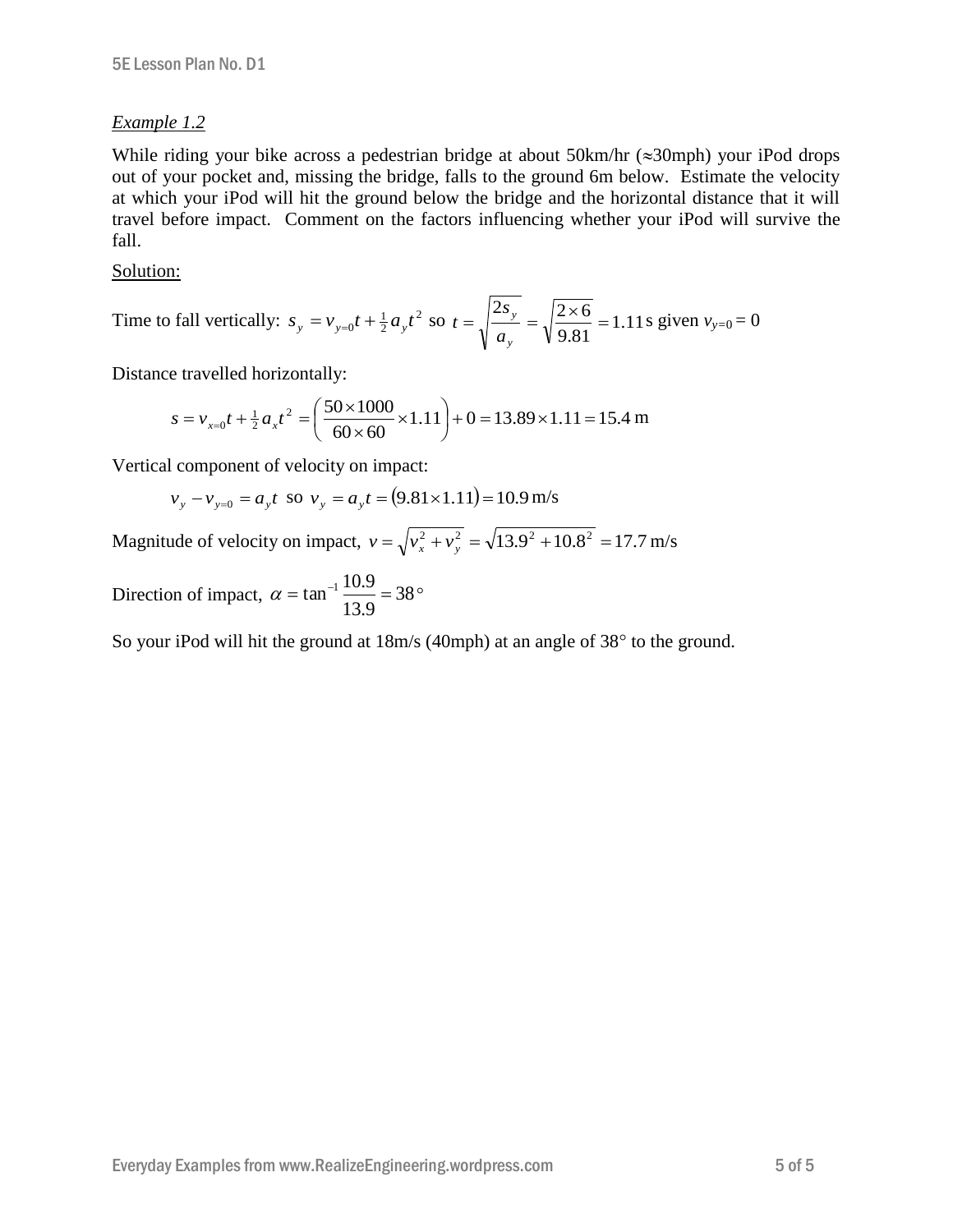*Example 1.2*

While riding your bike across a pedestrian bridge at about 50km/hr (≈30mph) your iPod drops out of your pocket and, missing the bridge, falls to the ground 6m below. Estimate the velocity at which your iPod will hit the ground below the bridge and the horizontal distance that it will travel before impact. Comment on the factors influencing whether your iPod will survive the fall.

Solution:

Time to fall vertically: $s_y = v_{y=0}t + \frac{1}{2}a_y t^2$ so $t = \sqrt{\frac{2s_y}{a_y}} = \sqrt{\frac{2 \times 6}{9.81}} = 1.11$ s given $v_{y=0} = 0$

Distance travelled horizontally:

$$s = v_{x=0}t + \tfrac{1}{2}a_x t^2 = \left(\frac{50 \times 1000}{60 \times 60} \times 1.11\right) + 0 = 13.89 \times 1.11 = 15.4 \text{ m}$$

Vertical component of velocity on impact:

$$v_y - v_{y=0} = a_y t \text{ so } v_y = a_y t = (9.81 \times 1.11) = 10.9 \text{ m/s}$$

Magnitude of velocity on impact, $v = \sqrt{v_x^2 + v_y^2} = \sqrt{13.9^2 + 10.8^2} = 17.7$ m/s

Direction of impact, $\alpha = \tan^{-1}\frac{10.9}{13.9} = 38°$

So your iPod will hit the ground at 18m/s (40mph) at an angle of 38° to the ground.